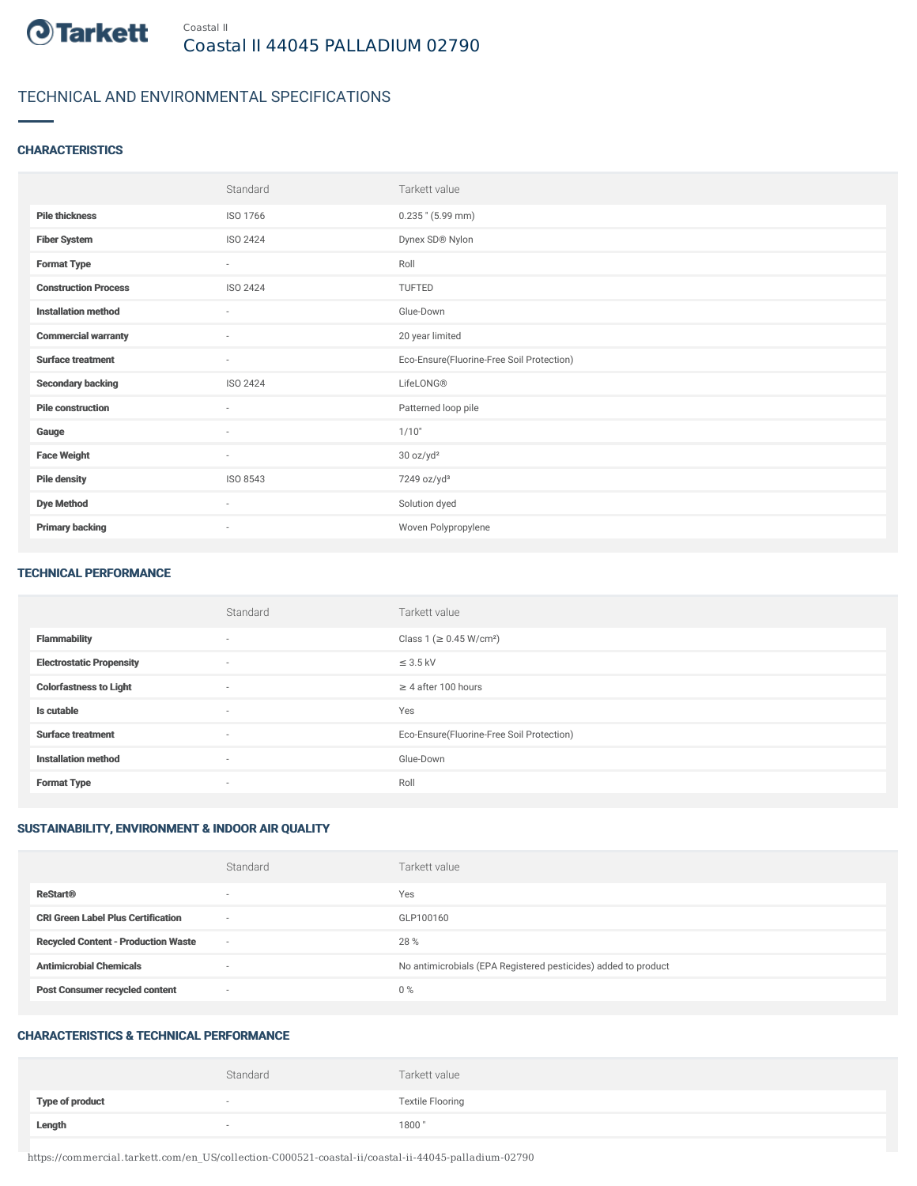Coastal II

# Coastal II 44045 PALLADIUM 02790

## TECHNICAL AND ENVIRONMENTAL SPECIFICATIONS

### CHARACTERISTICS

| | Standard | Tarkett value |
|---|---|---|
| **Pile thickness** | ISO 1766 | 0.235 " (5.99 mm) |
| **Fiber System** | ISO 2424 | Dynex SD® Nylon |
| **Format Type** | - | Roll |
| **Construction Process** | ISO 2424 | TUFTED |
| **Installation method** | - | Glue-Down |
| **Commercial warranty** | - | 20 year limited |
| **Surface treatment** | - | Eco-Ensure(Fluorine-Free Soil Protection) |
| **Secondary backing** | ISO 2424 | LifeLONG® |
| **Pile construction** | - | Patterned loop pile |
| **Gauge** | - | 1/10" |
| **Face Weight** | - | 30 oz/yd² |
| **Pile density** | ISO 8543 | 7249 oz/yd³ |
| **Dye Method** | - | Solution dyed |
| **Primary backing** | - | Woven Polypropylene |

### TECHNICAL PERFORMANCE

| | Standard | Tarkett value |
|---|---|---|
| **Flammability** | - | Class 1 (≥ 0.45 W/cm²) |
| **Electrostatic Propensity** | - | ≤ 3.5 kV |
| **Colorfastness to Light** | - | ≥ 4 after 100 hours |
| **Is cutable** | - | Yes |
| **Surface treatment** | - | Eco-Ensure(Fluorine-Free Soil Protection) |
| **Installation method** | - | Glue-Down |
| **Format Type** | - | Roll |

### SUSTAINABILITY, ENVIRONMENT & INDOOR AIR QUALITY

| | Standard | Tarkett value |
|---|---|---|
| **ReStart®** | - | Yes |
| **CRI Green Label Plus Certification** | - | GLP100160 |
| **Recycled Content - Production Waste** | - | 28 % |
| **Antimicrobial Chemicals** | - | No antimicrobials (EPA Registered pesticides) added to product |
| **Post Consumer recycled content** | - | 0 % |

### CHARACTERISTICS & TECHNICAL PERFORMANCE

| | Standard | Tarkett value |
|---|---|---|
| **Type of product** | - | Textile Flooring |
| **Length** | - | 1800 " |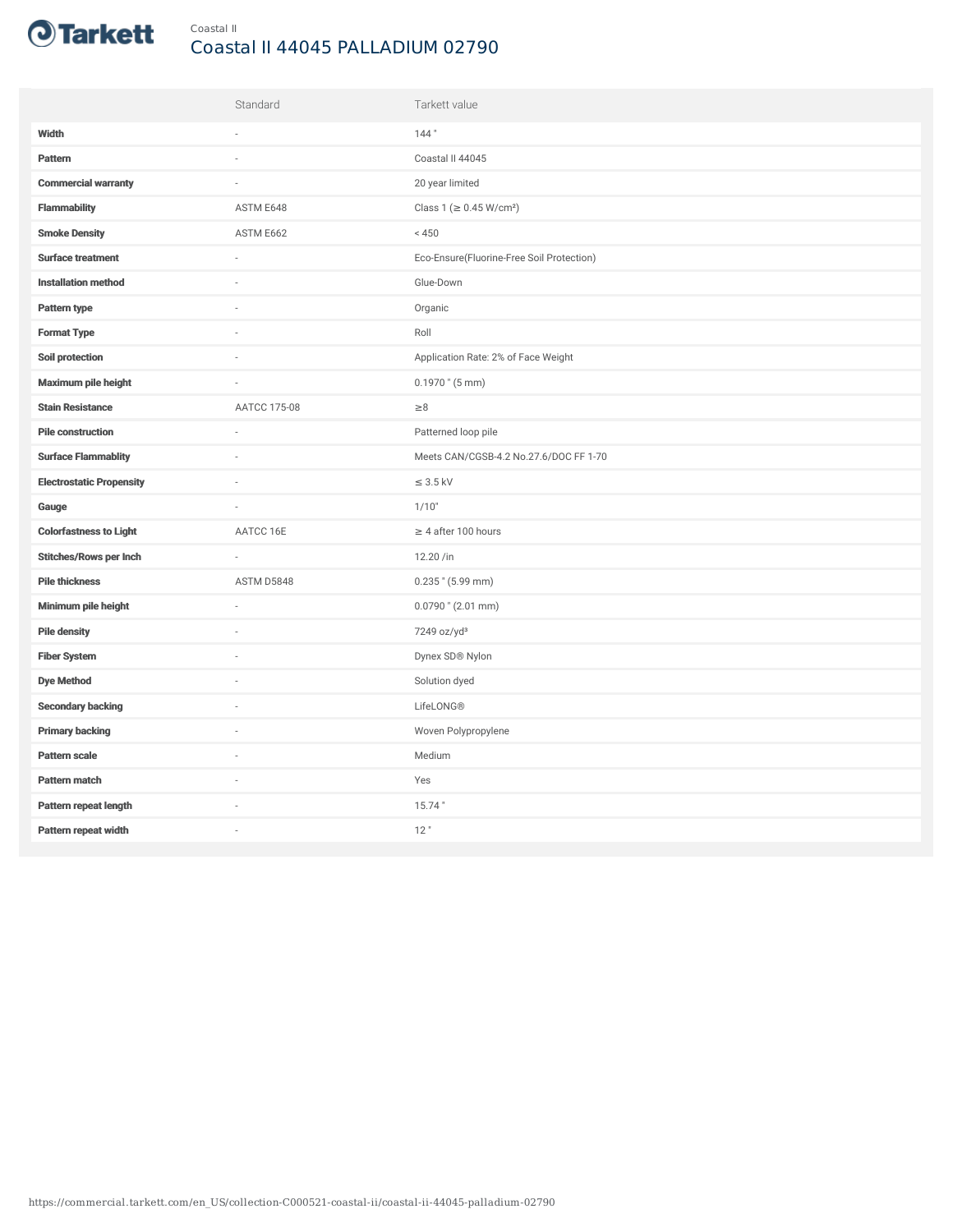Coastal II

# Coastal II 44045 PALLADIUM 02790

| | Standard | Tarkett value |
|---|---|---|
| **Width** | - | 144 " |
| **Pattern** | - | Coastal II 44045 |
| **Commercial warranty** | - | 20 year limited |
| **Flammability** | ASTM E648 | Class 1 (≥ 0.45 W/cm²) |
| **Smoke Density** | ASTM E662 | < 450 |
| **Surface treatment** | - | Eco-Ensure(Fluorine-Free Soil Protection) |
| **Installation method** | - | Glue-Down |
| **Pattern type** | - | Organic |
| **Format Type** | - | Roll |
| **Soil protection** | - | Application Rate: 2% of Face Weight |
| **Maximum pile height** | - | 0.1970 " (5 mm) |
| **Stain Resistance** | AATCC 175-08 | ≥8 |
| **Pile construction** | - | Patterned loop pile |
| **Surface Flammablity** | - | Meets CAN/CGSB-4.2 No.27.6/DOC FF 1-70 |
| **Electrostatic Propensity** | - | ≤ 3.5 kV |
| **Gauge** | - | 1/10" |
| **Colorfastness to Light** | AATCC 16E | ≥ 4 after 100 hours |
| **Stitches/Rows per Inch** | - | 12.20 /in |
| **Pile thickness** | ASTM D5848 | 0.235 " (5.99 mm) |
| **Minimum pile height** | - | 0.0790 " (2.01 mm) |
| **Pile density** | - | 7249 oz/yd³ |
| **Fiber System** | - | Dynex SD® Nylon |
| **Dye Method** | - | Solution dyed |
| **Secondary backing** | - | LifeLONG® |
| **Primary backing** | - | Woven Polypropylene |
| **Pattern scale** | - | Medium |
| **Pattern match** | - | Yes |
| **Pattern repeat length** | - | 15.74 " |
| **Pattern repeat width** | - | 12 " |